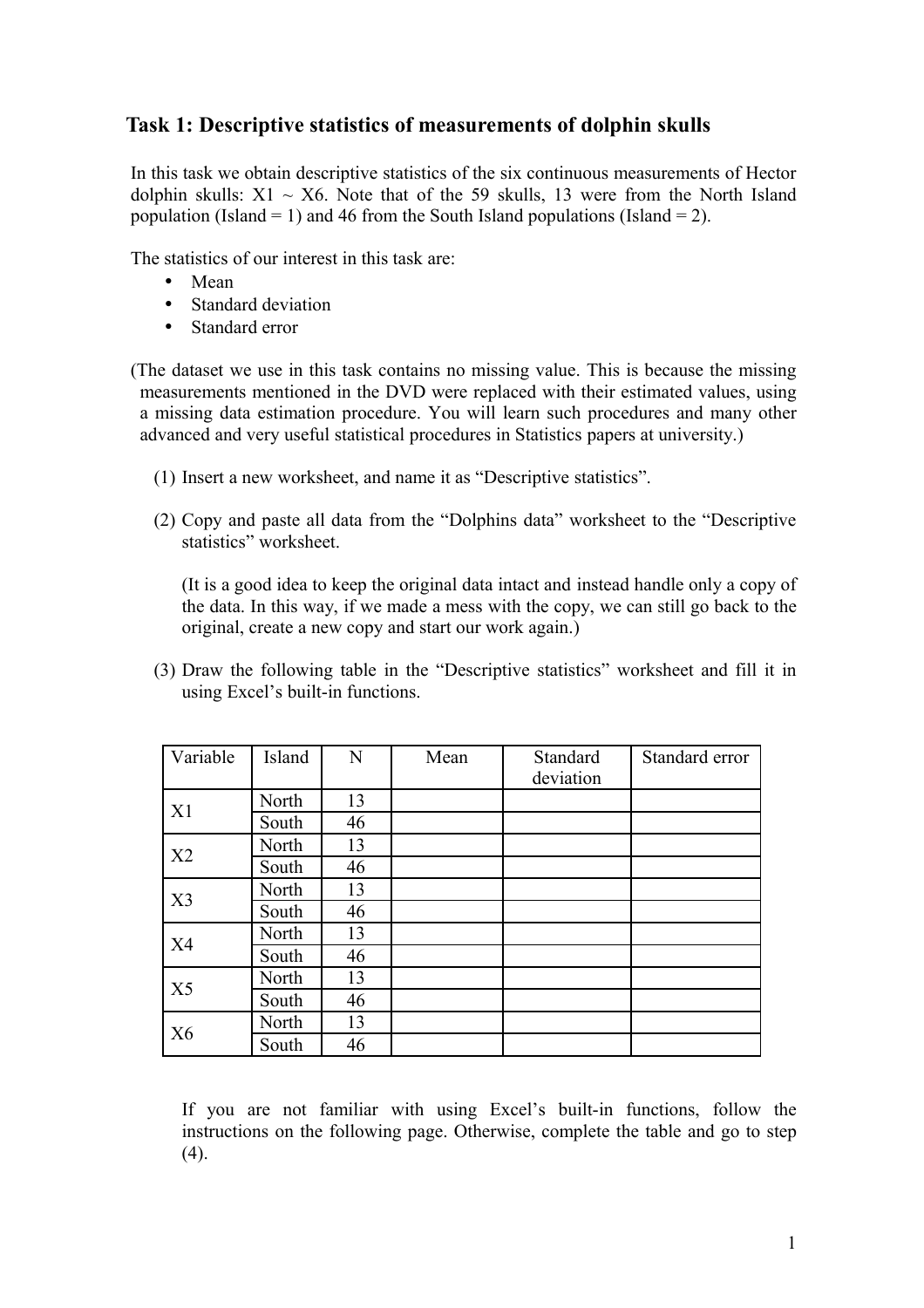## Task 1: Descriptive statistics of measurements of dolphin skulls

In this task we obtain descriptive statistics of the six continuous measurements of Hector dolphin skulls: X1 ~ X6. Note that of the 59 skulls, 13 were from the North Island population (Island = 1) and 46 from the South Island populations (Island = 2).

The statistics of our interest in this task are:

- Mean
- Standard deviation
- Standard error

(The dataset we use in this task contains no missing value. This is because the missing measurements mentioned in the DVD were replaced with their estimated values, using a missing data estimation procedure. You will learn such procedures and many other advanced and very useful statistical procedures in Statistics papers at university.)

(1) Insert a new worksheet, and name it as "Descriptive statistics".

(2) Copy and paste all data from the "Dolphins data" worksheet to the "Descriptive statistics" worksheet.

(It is a good idea to keep the original data intact and instead handle only a copy of the data. In this way, if we made a mess with the copy, we can still go back to the original, create a new copy and start our work again.)

(3) Draw the following table in the "Descriptive statistics" worksheet and fill it in using Excel's built-in functions.

| Variable | Island | N | Mean | Standard deviation | Standard error |
|---|---|---|---|---|---|
| X1 | North | 13 | | | |
| | South | 46 | | | |
| X2 | North | 13 | | | |
| | South | 46 | | | |
| X3 | North | 13 | | | |
| | South | 46 | | | |
| X4 | North | 13 | | | |
| | South | 46 | | | |
| X5 | North | 13 | | | |
| | South | 46 | | | |
| X6 | North | 13 | | | |
| | South | 46 | | | |

If you are not familiar with using Excel's built-in functions, follow the instructions on the following page. Otherwise, complete the table and go to step (4).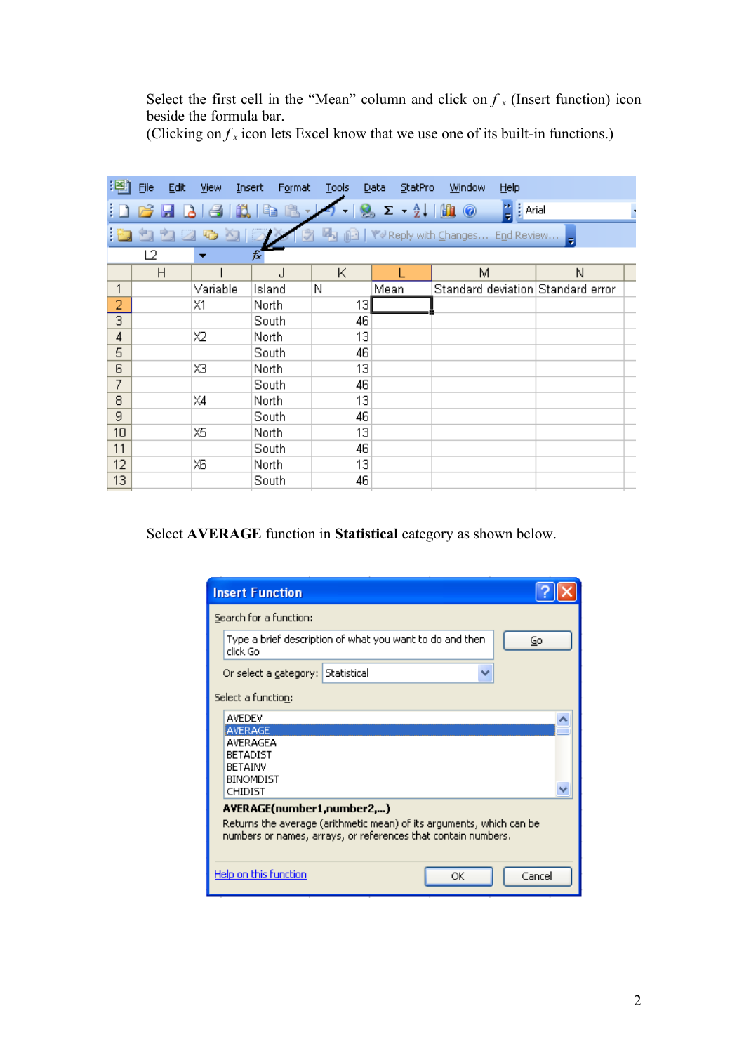Select the first cell in the "Mean" column and click on $f_x$ (Insert function) icon beside the formula bar.
(Clicking on $f_x$ icon lets Excel know that we use one of its built-in functions.)

| | H | I | J | K | L | M | N |
|---|---|---|---|---|---|---|---|
| 1 | | Variable | Island | N | Mean | Standard deviation | Standard error |
| 2 | | X1 | North | 13 | | | |
| 3 | | | South | 46 | | | |
| 4 | | X2 | North | 13 | | | |
| 5 | | | South | 46 | | | |
| 6 | | X3 | North | 13 | | | |
| 7 | | | South | 46 | | | |
| 8 | | X4 | North | 13 | | | |
| 9 | | | South | 46 | | | |
| 10 | | X5 | North | 13 | | | |
| 11 | | | South | 46 | | | |
| 12 | | X6 | North | 13 | | | |
| 13 | | | South | 46 | | | |

Select **AVERAGE** function in **Statistical** category as shown below.

**Insert Function**

Search for a function:

Type a brief description of what you want to do and then click Go

Or select a category: Statistical

Select a function:

- AVEDEV
- AVERAGE
- AVERAGEA
- BETADIST
- BETAINV
- BINOMDIST
- CHIDIST

**AVERAGE(number1,number2,...)**

Returns the average (arithmetic mean) of its arguments, which can be numbers or names, arrays, or references that contain numbers.

Help on this function | OK | Cancel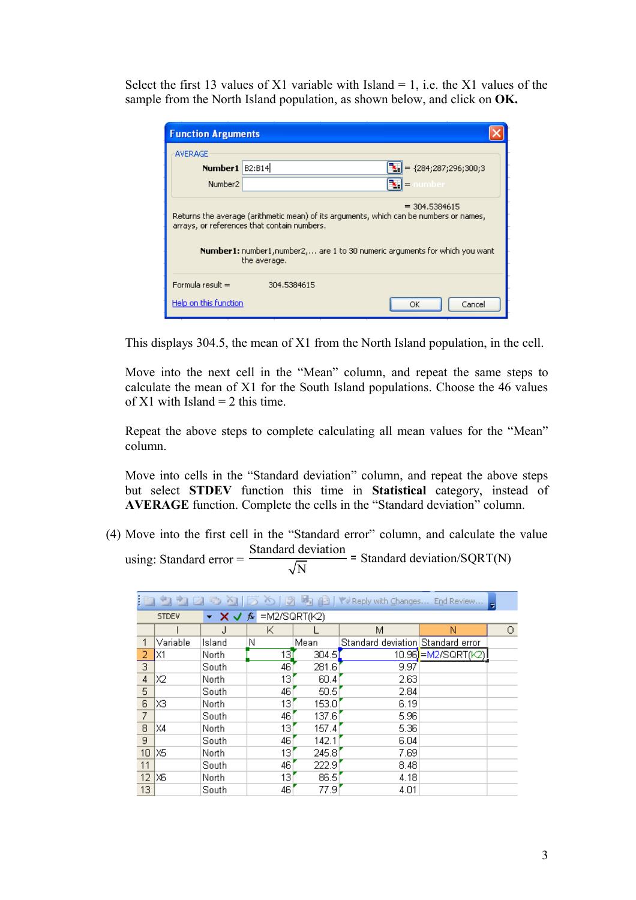Select the first 13 values of X1 variable with Island = 1, i.e. the X1 values of the sample from the North Island population, as shown below, and click on **OK.**

**Function Arguments**

AVERAGE

| | | |
|---|---|---|
| **Number1** | B2:B14 | = {284;287;296;300;3 |
| Number2 | | = number |

= 304.5384615

Returns the average (arithmetic mean) of its arguments, which can be numbers or names, arrays, or references that contain numbers.

**Number1:** number1,number2,... are 1 to 30 numeric arguments for which you want the average.

Formula result = 304.5384615

Help on this function — OK — Cancel

This displays 304.5, the mean of X1 from the North Island population, in the cell.

Move into the next cell in the "Mean" column, and repeat the same steps to calculate the mean of X1 for the South Island populations. Choose the 46 values of X1 with Island = 2 this time.

Repeat the above steps to complete calculating all mean values for the "Mean" column.

Move into cells in the "Standard deviation" column, and repeat the above steps but select **STDEV** function this time in **Statistical** category, instead of **AVERAGE** function. Complete the cells in the "Standard deviation" column.

(4) Move into the first cell in the "Standard error" column, and calculate the value using: Standard error = $\frac{\text{Standard deviation}}{\sqrt{N}}$ = Standard deviation/SQRT(N)

STDEV =M2/SQRT(K2)

| | I | J | K | L | M | N | O |
|---|---|---|---|---|---|---|---|
| 1 | Variable | Island | N | Mean | Standard deviation | Standard error | |
| 2 | X1 | North | 13 | 304.5 | 10.96 | =M2/SQRT(K2) | |
| 3 | | South | 46 | 281.6 | 9.97 | | |
| 4 | X2 | North | 13 | 60.4 | 2.63 | | |
| 5 | | South | 46 | 50.5 | 2.84 | | |
| 6 | X3 | North | 13 | 153.0 | 6.19 | | |
| 7 | | South | 46 | 137.6 | 5.96 | | |
| 8 | X4 | North | 13 | 157.4 | 5.36 | | |
| 9 | | South | 46 | 142.1 | 6.04 | | |
| 10 | X5 | North | 13 | 245.8 | 7.69 | | |
| 11 | | South | 46 | 222.9 | 8.48 | | |
| 12 | X6 | North | 13 | 86.5 | 4.18 | | |
| 13 | | South | 46 | 77.9 | 4.01 | | |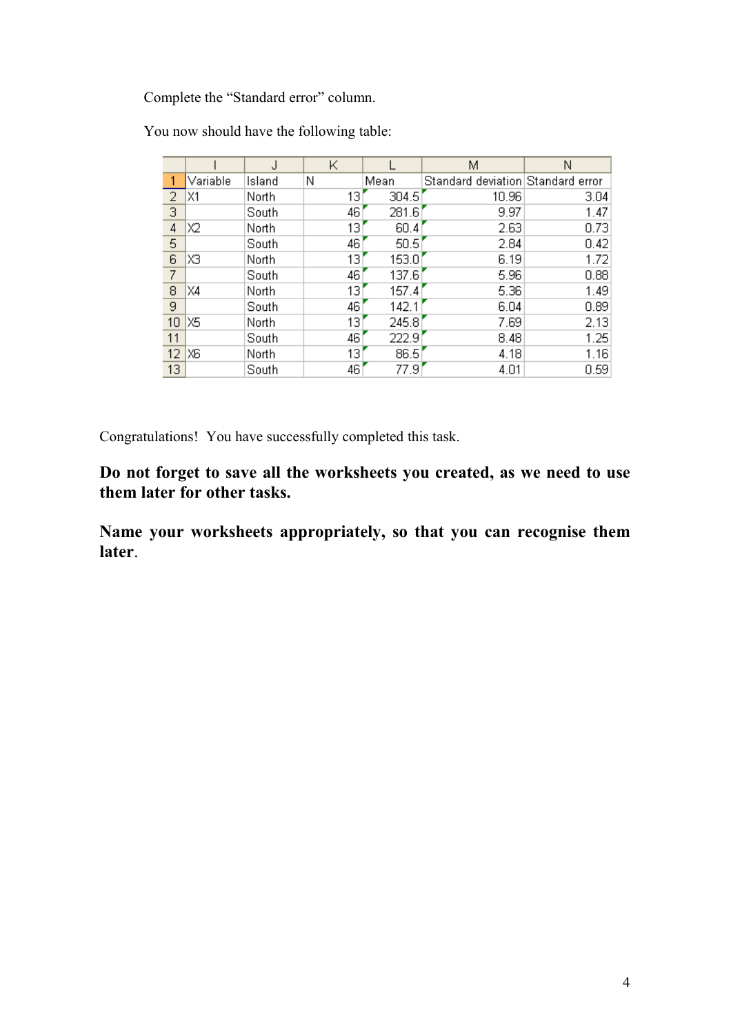Complete the "Standard error" column.

You now should have the following table:

| | I | J | K | L | M | N |
|---|---|---|---|---|---|---|
| 1 | Variable | Island | N | Mean | Standard deviation | Standard error |
| 2 | X1 | North | 13 | 304.5 | 10.96 | 3.04 |
| 3 | | South | 46 | 281.6 | 9.97 | 1.47 |
| 4 | X2 | North | 13 | 60.4 | 2.63 | 0.73 |
| 5 | | South | 46 | 50.5 | 2.84 | 0.42 |
| 6 | X3 | North | 13 | 153.0 | 6.19 | 1.72 |
| 7 | | South | 46 | 137.6 | 5.96 | 0.88 |
| 8 | X4 | North | 13 | 157.4 | 5.36 | 1.49 |
| 9 | | South | 46 | 142.1 | 6.04 | 0.89 |
| 10 | X5 | North | 13 | 245.8 | 7.69 | 2.13 |
| 11 | | South | 46 | 222.9 | 8.48 | 1.25 |
| 12 | X6 | North | 13 | 86.5 | 4.18 | 1.16 |
| 13 | | South | 46 | 77.9 | 4.01 | 0.59 |

Congratulations! You have successfully completed this task.

**Do not forget to save all the worksheets you created, as we need to use them later for other tasks.**

**Name your worksheets appropriately, so that you can recognise them later**.